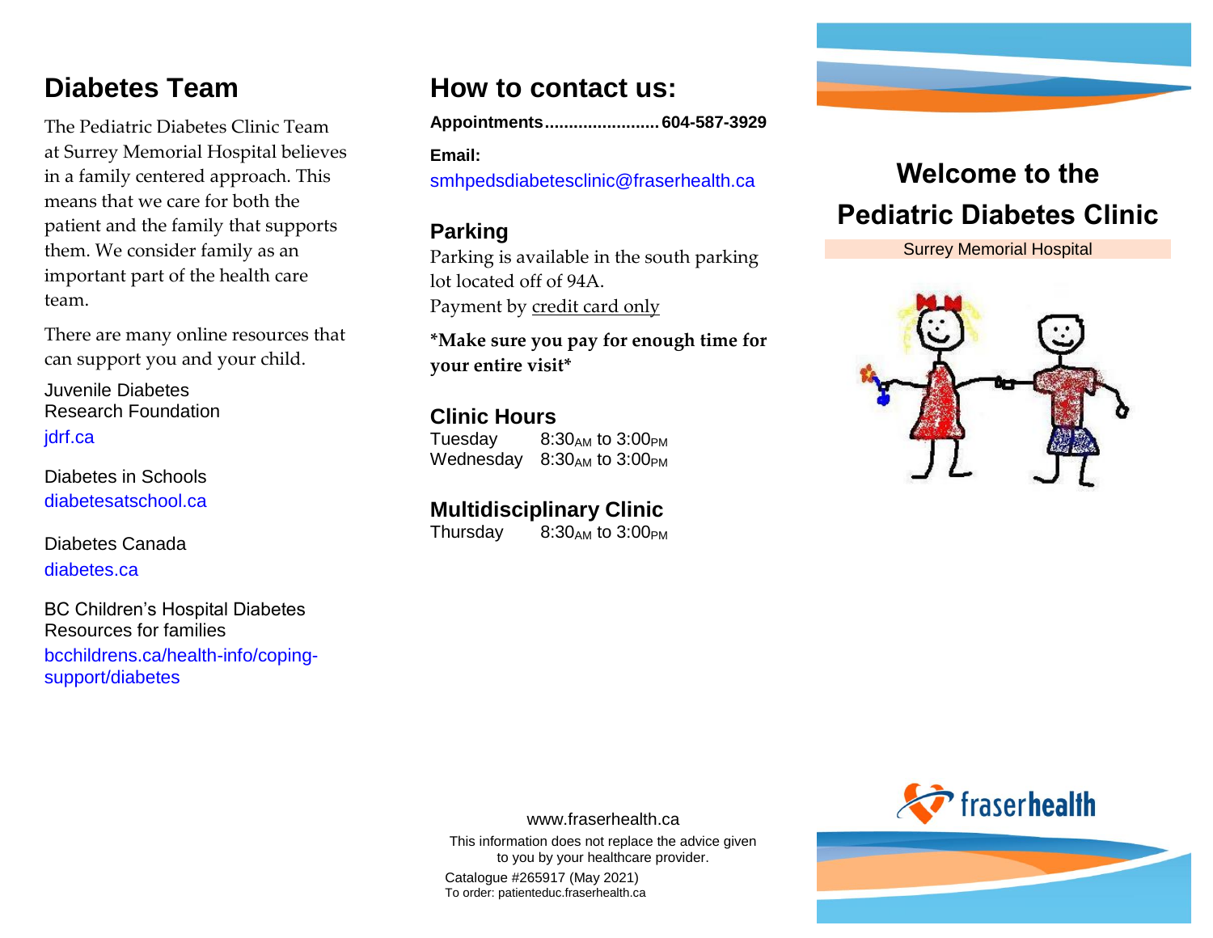## Diabetes Team

The Pediatric Diabetes Clinic Team at Surrey Memorial Hospital believes in a family centered approach. This means that we care for both the patient and the family that supports them. We consider family as an important part of the health care team.

There are many online resources that can support you and your child.

Juvenile Diabetes Research Foundation
jdrf.ca

Diabetes in Schools
diabetesatschool.ca

Diabetes Canada
diabetes.ca

BC Children's Hospital Diabetes Resources for families
bcchildrens.ca/health-info/coping-support/diabetes

## How to contact us:

**Appointments........................604-587-3929**

**Email:**
smhpedsdiabetesclinic@fraserhealth.ca

### Parking

Parking is available in the south parking lot located off of 94A.
Payment by credit card only

**\*Make sure you pay for enough time for your entire visit\***

### Clinic Hours

Tuesday 8:30AM to 3:00PM
Wednesday 8:30AM to 3:00PM

### Multidisciplinary Clinic

Thursday 8:30AM to 3:00PM

www.fraserhealth.ca

This information does not replace the advice given to you by your healthcare provider.

Catalogue #265917 (May 2021)
To order: patienteduc.fraserhealth.ca

# Welcome to the Pediatric Diabetes Clinic

Surrey Memorial Hospital

fraserhealth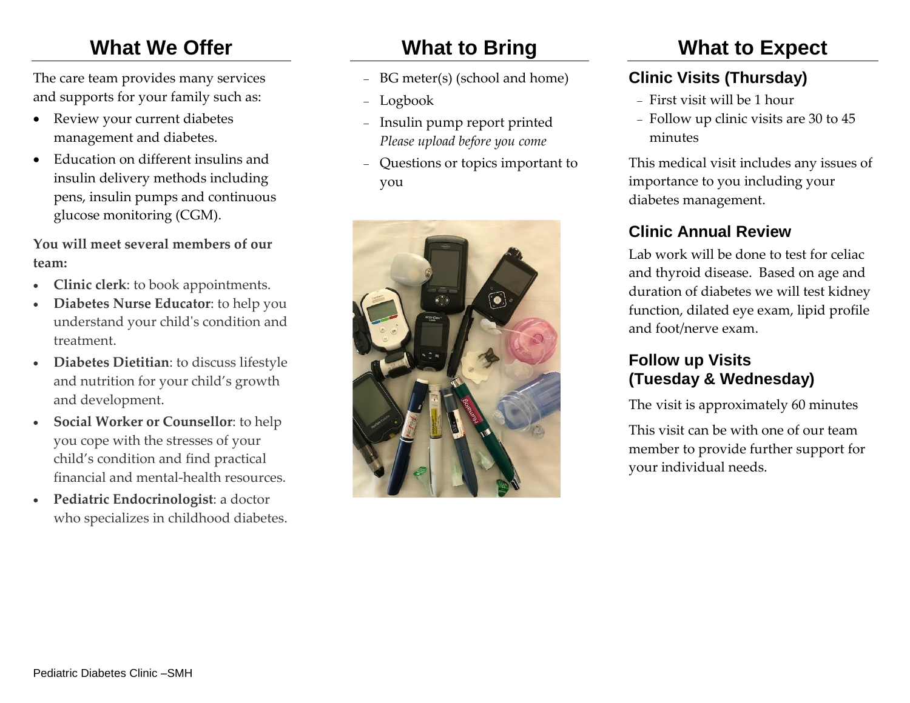## What We Offer

The care team provides many services and supports for your family such as:

- Review your current diabetes management and diabetes.
- Education on different insulins and insulin delivery methods including pens, insulin pumps and continuous glucose monitoring (CGM).

**You will meet several members of our team:**

- **Clinic clerk**: to book appointments.
- **Diabetes Nurse Educator**: to help you understand your child's condition and treatment.
- **Diabetes Dietitian**: to discuss lifestyle and nutrition for your child's growth and development.
- **Social Worker or Counsellor**: to help you cope with the stresses of your child's condition and find practical financial and mental-health resources.
- **Pediatric Endocrinologist**: a doctor who specializes in childhood diabetes.

## What to Bring

- BG meter(s) (school and home)
- Logbook
- Insulin pump report printed *Please upload before you come*
- Questions or topics important to you

## What to Expect

### Clinic Visits (Thursday)

- First visit will be 1 hour
- Follow up clinic visits are 30 to 45 minutes

This medical visit includes any issues of importance to you including your diabetes management.

### Clinic Annual Review

Lab work will be done to test for celiac and thyroid disease. Based on age and duration of diabetes we will test kidney function, dilated eye exam, lipid profile and foot/nerve exam.

### Follow up Visits (Tuesday & Wednesday)

The visit is approximately 60 minutes

This visit can be with one of our team member to provide further support for your individual needs.

Pediatric Diabetes Clinic –SMH